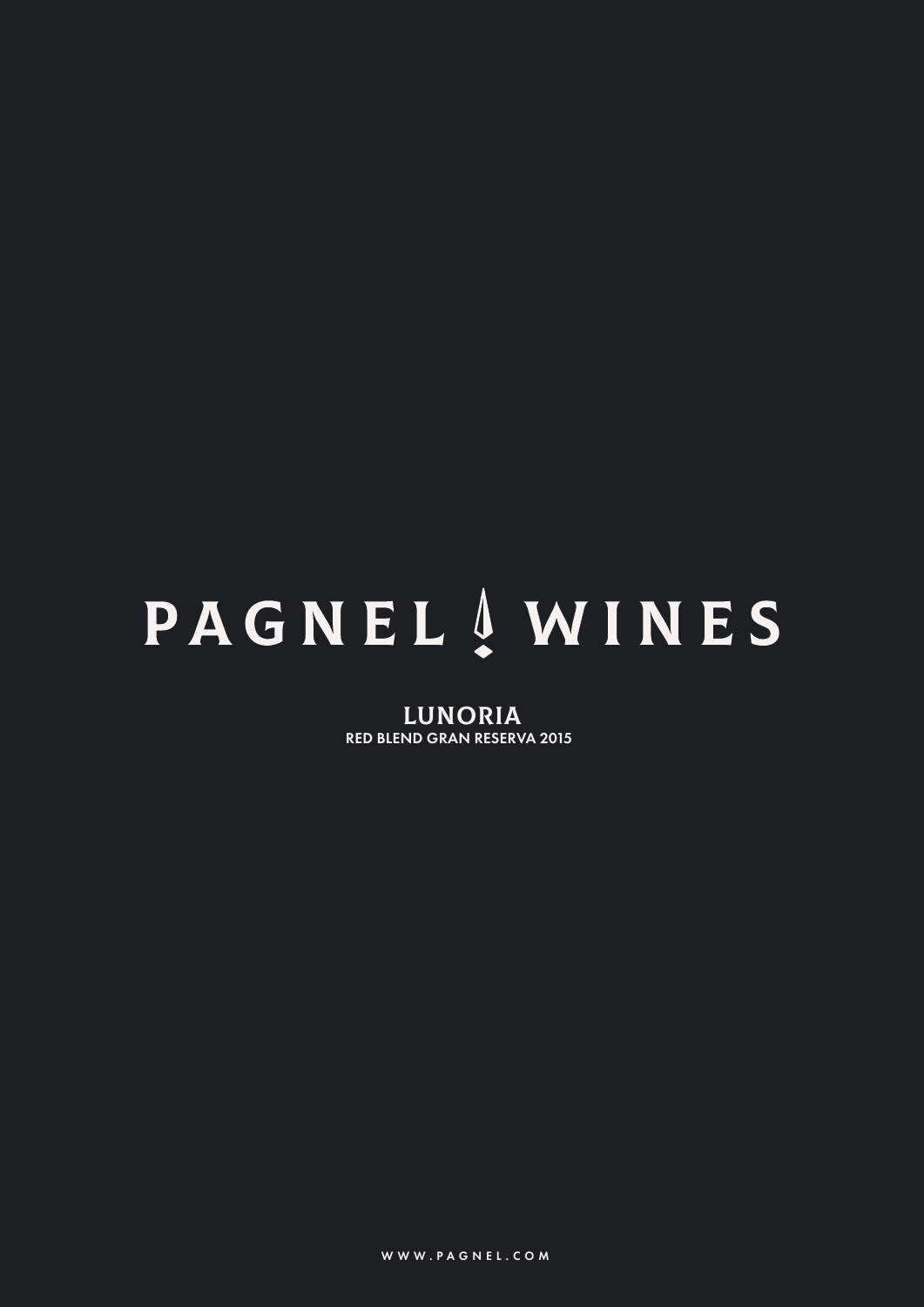# PAGNEL WINES

## LUNORIA

RED BLEND GRAN RESERVA 2015

WWW.PAGNEL.COM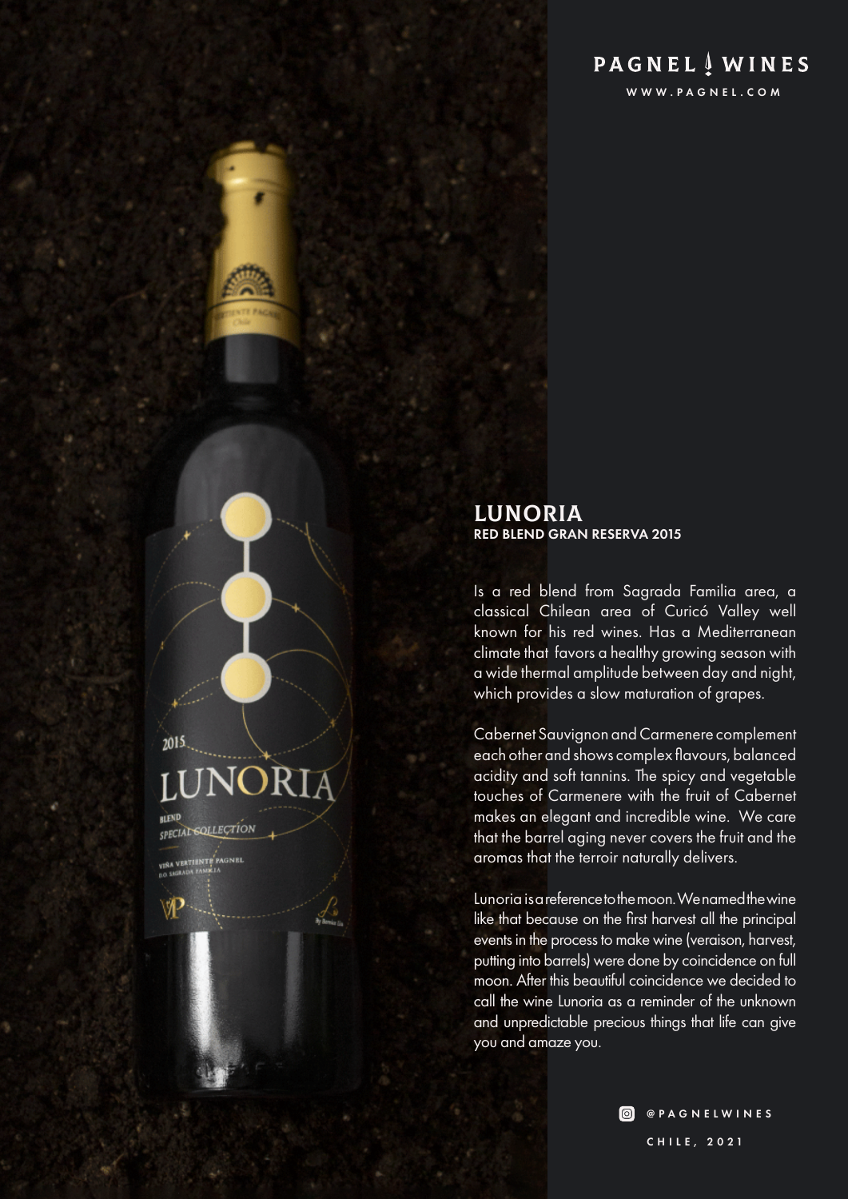PAGNEL WINES

WWW.PAGNEL.COM

## LUNORIA

**RED BLEND GRAN RESERVA 2015**

Is a red blend from Sagrada Familia area, a classical Chilean area of Curicó Valley well known for his red wines. Has a Mediterranean climate that favors a healthy growing season with a wide thermal amplitude between day and night, which provides a slow maturation of grapes.

Cabernet Sauvignon and Carmenere complement each other and shows complex flavours, balanced acidity and soft tannins. The spicy and vegetable touches of Carmenere with the fruit of Cabernet makes an elegant and incredible wine. We care that the barrel aging never covers the fruit and the aromas that the terroir naturally delivers.

Lunoria is a reference to the moon. We named the wine like that because on the first harvest all the principal events in the process to make wine (veraison, harvest, putting into barrels) were done by coincidence on full moon. After this beautiful coincidence we decided to call the wine Lunoria as a reminder of the unknown and unpredictable precious things that life can give you and amaze you.

@PAGNELWINES

CHILE, 2021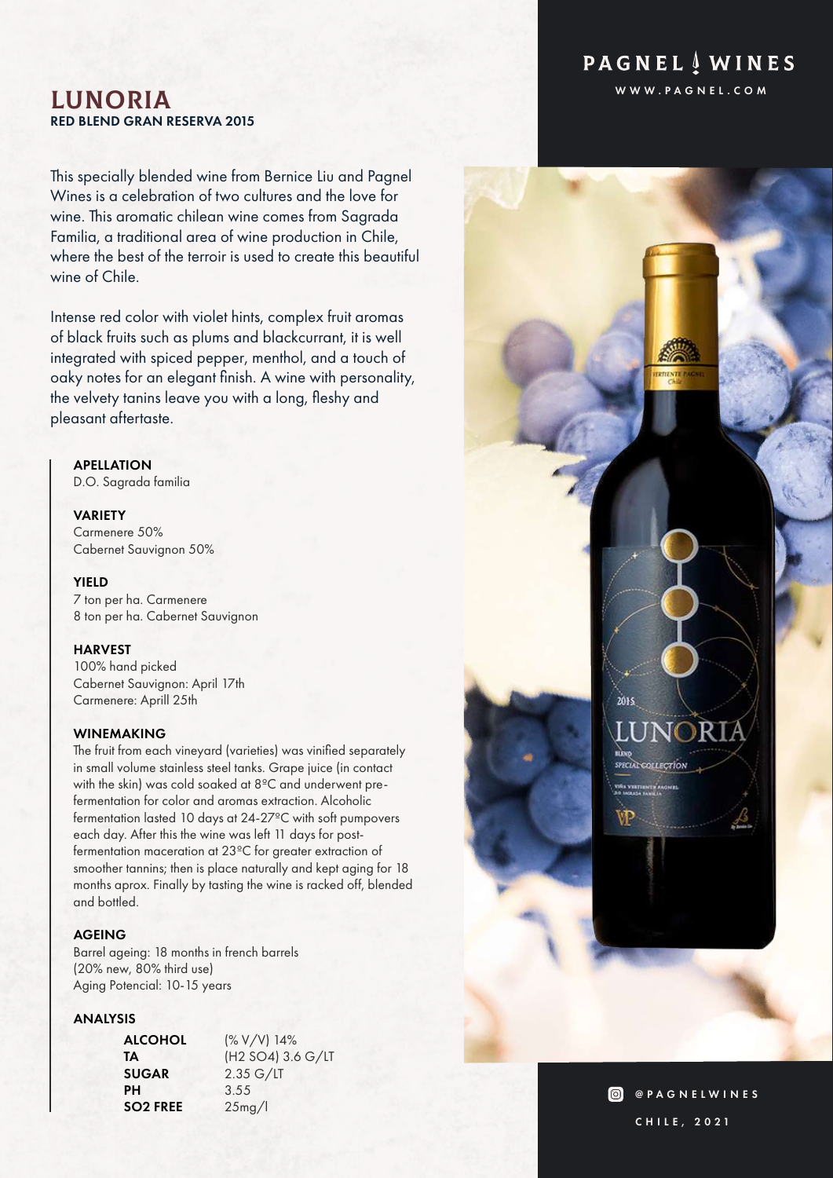# LUNORIA

**RED BLEND GRAN RESERVA 2015**

PAGNEL WINES

WWW.PAGNEL.COM

This specially blended wine from Bernice Liu and Pagnel Wines is a celebration of two cultures and the love for wine. This aromatic chilean wine comes from Sagrada Familia, a traditional area of wine production in Chile, where the best of the terroir is used to create this beautiful wine of Chile.

Intense red color with violet hints, complex fruit aromas of black fruits such as plums and blackcurrant, it is well integrated with spiced pepper, menthol, and a touch of oaky notes for an elegant finish. A wine with personality, the velvety tanins leave you with a long, fleshy and pleasant aftertaste.

**APELLATION**
D.O. Sagrada familia

**VARIETY**
Carmenere 50%
Cabernet Sauvignon 50%

**YIELD**
7 ton per ha. Carmenere
8 ton per ha. Cabernet Sauvignon

**HARVEST**
100% hand picked
Cabernet Sauvignon: April 17th
Carmenere: Aprill 25th

**WINEMAKING**
The fruit from each vineyard (varieties) was vinified separately in small volume stainless steel tanks. Grape juice (in contact with the skin) was cold soaked at 8ºC and underwent pre-fermentation for color and aromas extraction. Alcoholic fermentation lasted 10 days at 24-27ºC with soft pumpovers each day. After this the wine was left 11 days for post-fermentation maceration at 23ºC for greater extraction of smoother tannins; then is place naturally and kept aging for 18 months aprox. Finally by tasting the wine is racked off, blended and bottled.

**AGEING**
Barrel ageing: 18 months in french barrels (20% new, 80% third use)
Aging Potencial: 10-15 years

**ANALYSIS**

| | |
|---|---|
| **ALCOHOL** | (% V/V) 14% |
| **TA** | ($H_2SO_4$) 3.6 G/LT |
| **SUGAR** | 2.35 G/LT |
| **PH** | 3.55 |
| **SO2 FREE** | 25mg/l |

@PAGNELWINES

CHILE, 2021